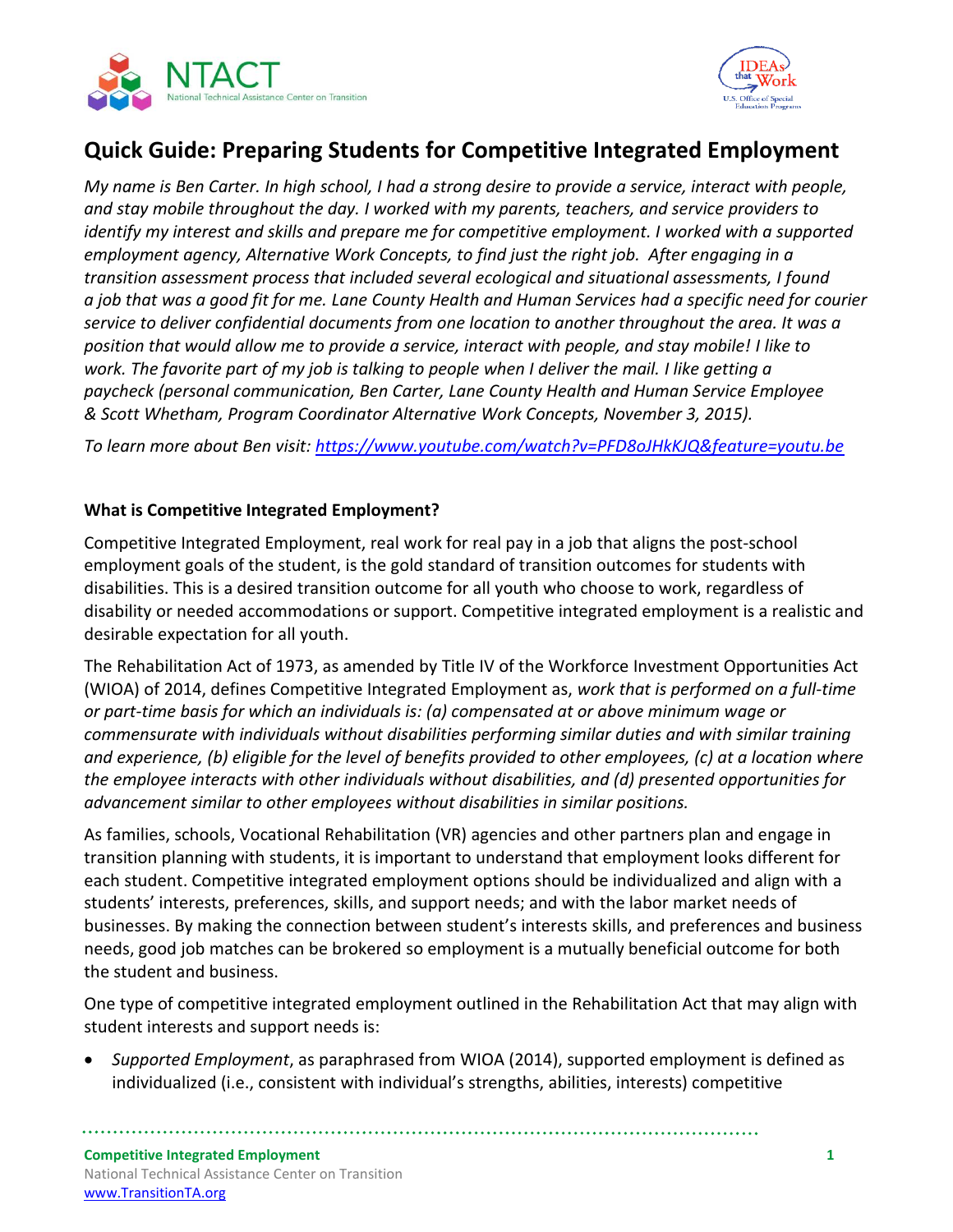# Quick Guide: Preparing Students for Competitive Integrated Employment

*My name is Ben Carter. In high school, I had a strong desire to provide a service, interact with people, and stay mobile throughout the day. I worked with my parents, teachers, and service providers to identify my interest and skills and prepare me for competitive employment. I worked with a supported employment agency, Alternative Work Concepts, to find just the right job. After engaging in a transition assessment process that included several ecological and situational assessments, I found a job that was a good fit for me. Lane County Health and Human Services had a specific need for courier service to deliver confidential documents from one location to another throughout the area. It was a position that would allow me to provide a service, interact with people, and stay mobile! I like to work. The favorite part of my job is talking to people when I deliver the mail. I like getting a paycheck (personal communication, Ben Carter, Lane County Health and Human Service Employee & Scott Whetham, Program Coordinator Alternative Work Concepts, November 3, 2015).*

*To learn more about Ben visit: [https://www.youtube.com/watch?v=PFD8oJHkKJQ&feature=youtu.be](https://www.youtube.com/watch?v=PFD8oJHkKJQ&feature=youtu.be)*

**What is Competitive Integrated Employment?**

Competitive Integrated Employment, real work for real pay in a job that aligns the post-school employment goals of the student, is the gold standard of transition outcomes for students with disabilities. This is a desired transition outcome for all youth who choose to work, regardless of disability or needed accommodations or support. Competitive integrated employment is a realistic and desirable expectation for all youth.

The Rehabilitation Act of 1973, as amended by Title IV of the Workforce Investment Opportunities Act (WIOA) of 2014, defines Competitive Integrated Employment as, *work that is performed on a full-time or part-time basis for which an individuals is: (a) compensated at or above minimum wage or commensurate with individuals without disabilities performing similar duties and with similar training and experience, (b) eligible for the level of benefits provided to other employees, (c) at a location where the employee interacts with other individuals without disabilities, and (d) presented opportunities for advancement similar to other employees without disabilities in similar positions.*

As families, schools, Vocational Rehabilitation (VR) agencies and other partners plan and engage in transition planning with students, it is important to understand that employment looks different for each student. Competitive integrated employment options should be individualized and align with a students' interests, preferences, skills, and support needs; and with the labor market needs of businesses. By making the connection between student's interests skills, and preferences and business needs, good job matches can be brokered so employment is a mutually beneficial outcome for both the student and business.

One type of competitive integrated employment outlined in the Rehabilitation Act that may align with student interests and support needs is:

- *Supported Employment*, as paraphrased from WIOA (2014), supported employment is defined as individualized (i.e., consistent with individual's strengths, abilities, interests) competitive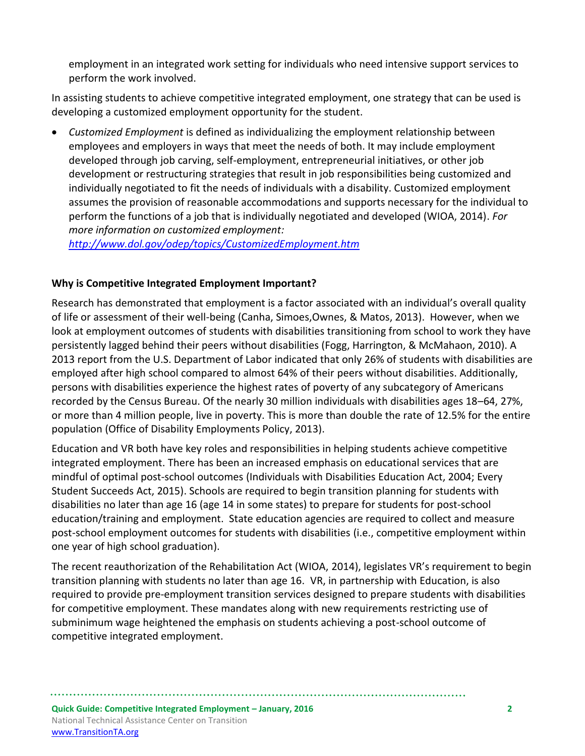employment in an integrated work setting for individuals who need intensive support services to perform the work involved.

In assisting students to achieve competitive integrated employment, one strategy that can be used is developing a customized employment opportunity for the student.

- *Customized Employment* is defined as individualizing the employment relationship between employees and employers in ways that meet the needs of both. It may include employment developed through job carving, self-employment, entrepreneurial initiatives, or other job development or restructuring strategies that result in job responsibilities being customized and individually negotiated to fit the needs of individuals with a disability. Customized employment assumes the provision of reasonable accommodations and supports necessary for the individual to perform the functions of a job that is individually negotiated and developed (WIOA, 2014). *For more information on customized employment: [http://www.dol.gov/odep/topics/CustomizedEmployment.htm](http://www.dol.gov/odep/topics/CustomizedEmployment.htm)*

**Why is Competitive Integrated Employment Important?**

Research has demonstrated that employment is a factor associated with an individual's overall quality of life or assessment of their well-being (Canha, Simoes,Ownes, & Matos, 2013). However, when we look at employment outcomes of students with disabilities transitioning from school to work they have persistently lagged behind their peers without disabilities (Fogg, Harrington, & McMahaon, 2010). A 2013 report from the U.S. Department of Labor indicated that only 26% of students with disabilities are employed after high school compared to almost 64% of their peers without disabilities. Additionally, persons with disabilities experience the highest rates of poverty of any subcategory of Americans recorded by the Census Bureau. Of the nearly 30 million individuals with disabilities ages 18–64, 27%, or more than 4 million people, live in poverty. This is more than double the rate of 12.5% for the entire population (Office of Disability Employments Policy, 2013).

Education and VR both have key roles and responsibilities in helping students achieve competitive integrated employment. There has been an increased emphasis on educational services that are mindful of optimal post-school outcomes (Individuals with Disabilities Education Act, 2004; Every Student Succeeds Act, 2015). Schools are required to begin transition planning for students with disabilities no later than age 16 (age 14 in some states) to prepare for students for post-school education/training and employment. State education agencies are required to collect and measure post-school employment outcomes for students with disabilities (i.e., competitive employment within one year of high school graduation).

The recent reauthorization of the Rehabilitation Act (WIOA, 2014), legislates VR's requirement to begin transition planning with students no later than age 16. VR, in partnership with Education, is also required to provide pre-employment transition services designed to prepare students with disabilities for competitive employment. These mandates along with new requirements restricting use of subminimum wage heightened the emphasis on students achieving a post-school outcome of competitive integrated employment.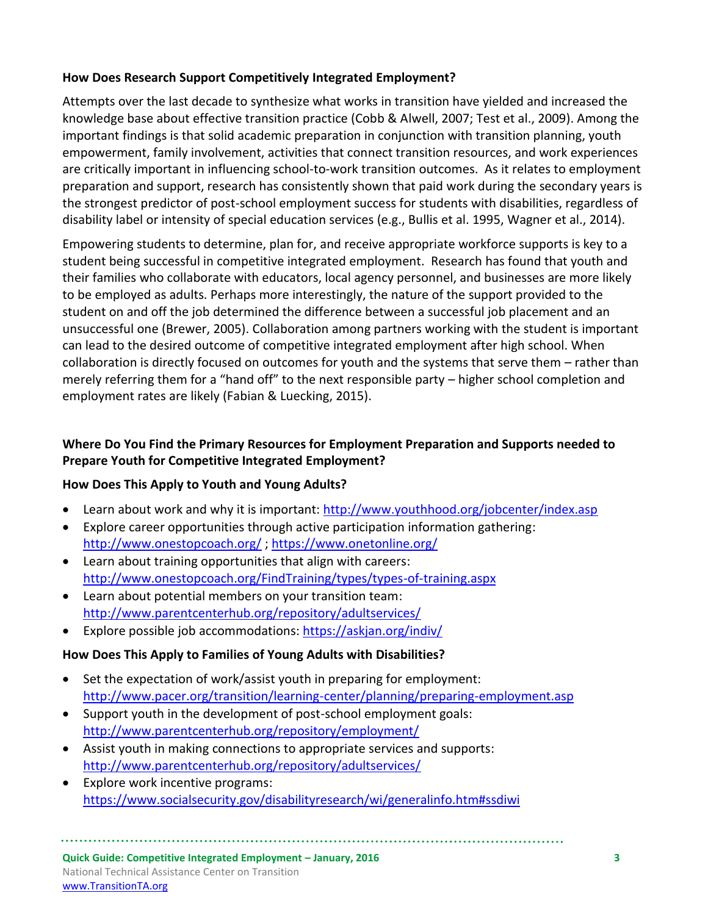**How Does Research Support Competitively Integrated Employment?**

Attempts over the last decade to synthesize what works in transition have yielded and increased the knowledge base about effective transition practice (Cobb & Alwell, 2007; Test et al., 2009). Among the important findings is that solid academic preparation in conjunction with transition planning, youth empowerment, family involvement, activities that connect transition resources, and work experiences are critically important in influencing school-to-work transition outcomes. As it relates to employment preparation and support, research has consistently shown that paid work during the secondary years is the strongest predictor of post-school employment success for students with disabilities, regardless of disability label or intensity of special education services (e.g., Bullis et al. 1995, Wagner et al., 2014).

Empowering students to determine, plan for, and receive appropriate workforce supports is key to a student being successful in competitive integrated employment. Research has found that youth and their families who collaborate with educators, local agency personnel, and businesses are more likely to be employed as adults. Perhaps more interestingly, the nature of the support provided to the student on and off the job determined the difference between a successful job placement and an unsuccessful one (Brewer, 2005). Collaboration among partners working with the student is important can lead to the desired outcome of competitive integrated employment after high school. When collaboration is directly focused on outcomes for youth and the systems that serve them – rather than merely referring them for a "hand off" to the next responsible party – higher school completion and employment rates are likely (Fabian & Luecking, 2015).

**Where Do You Find the Primary Resources for Employment Preparation and Supports needed to Prepare Youth for Competitive Integrated Employment?**

**How Does This Apply to Youth and Young Adults?**

- Learn about work and why it is important: http://www.youthhood.org/jobcenter/index.asp
- Explore career opportunities through active participation information gathering: http://www.onestopcoach.org/ ; https://www.onetonline.org/
- Learn about training opportunities that align with careers: http://www.onestopcoach.org/FindTraining/types/types-of-training.aspx
- Learn about potential members on your transition team: http://www.parentcenterhub.org/repository/adultservices/
- Explore possible job accommodations: https://askjan.org/indiv/

**How Does This Apply to Families of Young Adults with Disabilities?**

- Set the expectation of work/assist youth in preparing for employment: http://www.pacer.org/transition/learning-center/planning/preparing-employment.asp
- Support youth in the development of post-school employment goals: http://www.parentcenterhub.org/repository/employment/
- Assist youth in making connections to appropriate services and supports: http://www.parentcenterhub.org/repository/adultservices/
- Explore work incentive programs: https://www.socialsecurity.gov/disabilityresearch/wi/generalinfo.htm#ssdiwi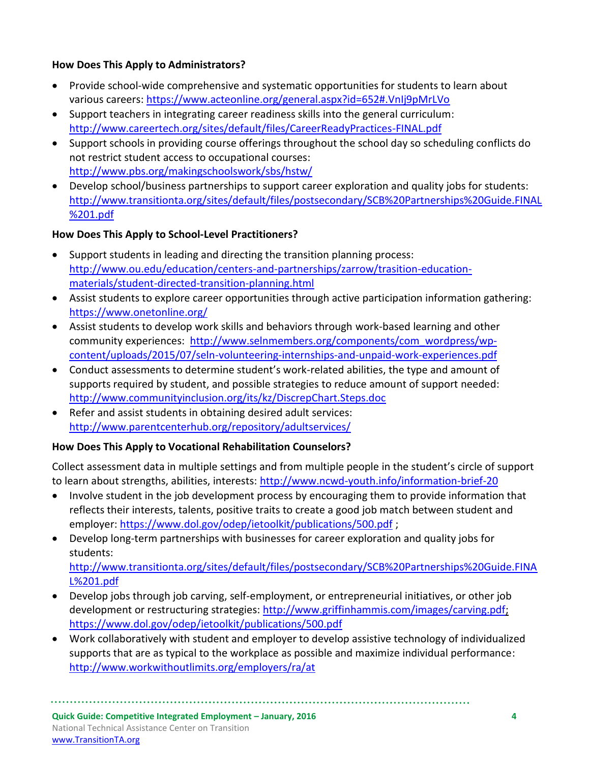**How Does This Apply to Administrators?**

- Provide school-wide comprehensive and systematic opportunities for students to learn about various careers: https://www.acteonline.org/general.aspx?id=652#.VnIj9pMrLVo
- Support teachers in integrating career readiness skills into the general curriculum: http://www.careertech.org/sites/default/files/CareerReadyPractices-FINAL.pdf
- Support schools in providing course offerings throughout the school day so scheduling conflicts do not restrict student access to occupational courses: http://www.pbs.org/makingschoolswork/sbs/hstw/
- Develop school/business partnerships to support career exploration and quality jobs for students: http://www.transitionta.org/sites/default/files/postsecondary/SCB%20Partnerships%20Guide.FINAL%201.pdf

**How Does This Apply to School-Level Practitioners?**

- Support students in leading and directing the transition planning process: http://www.ou.edu/education/centers-and-partnerships/zarrow/trasition-education-materials/student-directed-transition-planning.html
- Assist students to explore career opportunities through active participation information gathering: https://www.onetonline.org/
- Assist students to develop work skills and behaviors through work-based learning and other community experiences: http://www.selnmembers.org/components/com_wordpress/wp-content/uploads/2015/07/seln-volunteering-internships-and-unpaid-work-experiences.pdf
- Conduct assessments to determine student's work-related abilities, the type and amount of supports required by student, and possible strategies to reduce amount of support needed: http://www.communityinclusion.org/its/kz/DiscrepChart.Steps.doc
- Refer and assist students in obtaining desired adult services: http://www.parentcenterhub.org/repository/adultservices/

**How Does This Apply to Vocational Rehabilitation Counselors?**

Collect assessment data in multiple settings and from multiple people in the student's circle of support to learn about strengths, abilities, interests: http://www.ncwd-youth.info/information-brief-20

- Involve student in the job development process by encouraging them to provide information that reflects their interests, talents, positive traits to create a good job match between student and employer: https://www.dol.gov/odep/ietoolkit/publications/500.pdf ;
- Develop long-term partnerships with businesses for career exploration and quality jobs for students: http://www.transitionta.org/sites/default/files/postsecondary/SCB%20Partnerships%20Guide.FINAL%201.pdf
- Develop jobs through job carving, self-employment, or entrepreneurial initiatives, or other job development or restructuring strategies: http://www.griffinhammis.com/images/carving.pdf; https://www.dol.gov/odep/ietoolkit/publications/500.pdf
- Work collaboratively with student and employer to develop assistive technology of individualized supports that are as typical to the workplace as possible and maximize individual performance: http://www.workwithoutlimits.org/employers/ra/at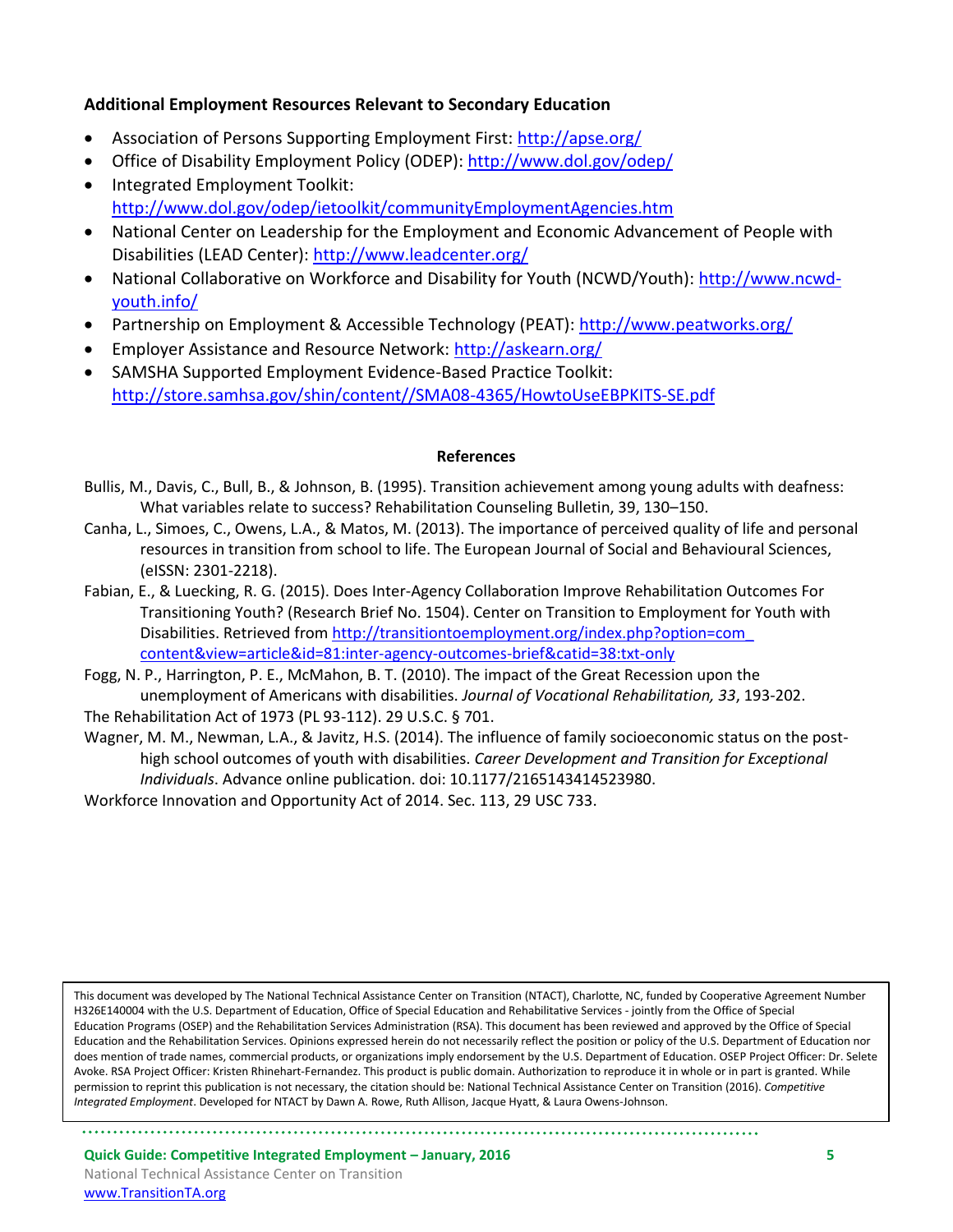### Additional Employment Resources Relevant to Secondary Education

- Association of Persons Supporting Employment First: http://apse.org/
- Office of Disability Employment Policy (ODEP): http://www.dol.gov/odep/
- Integrated Employment Toolkit: http://www.dol.gov/odep/ietoolkit/communityEmploymentAgencies.htm
- National Center on Leadership for the Employment and Economic Advancement of People with Disabilities (LEAD Center): http://www.leadcenter.org/
- National Collaborative on Workforce and Disability for Youth (NCWD/Youth): http://www.ncwd-youth.info/
- Partnership on Employment & Accessible Technology (PEAT): http://www.peatworks.org/
- Employer Assistance and Resource Network: http://askearn.org/
- SAMSHA Supported Employment Evidence-Based Practice Toolkit: http://store.samhsa.gov/shin/content//SMA08-4365/HowtoUseEBPKITS-SE.pdf

### References

Bullis, M., Davis, C., Bull, B., & Johnson, B. (1995). Transition achievement among young adults with deafness: What variables relate to success? Rehabilitation Counseling Bulletin, 39, 130–150.

Canha, L., Simoes, C., Owens, L.A., & Matos, M. (2013). The importance of perceived quality of life and personal resources in transition from school to life. The European Journal of Social and Behavioural Sciences, (eISSN: 2301-2218).

Fabian, E., & Luecking, R. G. (2015). Does Inter-Agency Collaboration Improve Rehabilitation Outcomes For Transitioning Youth? (Research Brief No. 1504). Center on Transition to Employment for Youth with Disabilities. Retrieved from http://transitiontoemployment.org/index.php?option=com_content&view=article&id=81:inter-agency-outcomes-brief&catid=38:txt-only

Fogg, N. P., Harrington, P. E., McMahon, B. T. (2010). The impact of the Great Recession upon the unemployment of Americans with disabilities. *Journal of Vocational Rehabilitation, 33*, 193-202.

The Rehabilitation Act of 1973 (PL 93-112). 29 U.S.C. § 701.

Wagner, M. M., Newman, L.A., & Javitz, H.S. (2014). The influence of family socioeconomic status on the post-high school outcomes of youth with disabilities. *Career Development and Transition for Exceptional Individuals*. Advance online publication. doi: 10.1177/2165143414523980.

Workforce Innovation and Opportunity Act of 2014. Sec. 113, 29 USC 733.

This document was developed by The National Technical Assistance Center on Transition (NTACT), Charlotte, NC, funded by Cooperative Agreement Number H326E140004 with the U.S. Department of Education, Office of Special Education and Rehabilitative Services - jointly from the Office of Special Education Programs (OSEP) and the Rehabilitation Services Administration (RSA). This document has been reviewed and approved by the Office of Special Education and the Rehabilitation Services. Opinions expressed herein do not necessarily reflect the position or policy of the U.S. Department of Education nor does mention of trade names, commercial products, or organizations imply endorsement by the U.S. Department of Education. OSEP Project Officer: Dr. Selete Avoke. RSA Project Officer: Kristen Rhinehart-Fernandez. This product is public domain. Authorization to reproduce it in whole or in part is granted. While permission to reprint this publication is not necessary, the citation should be: National Technical Assistance Center on Transition (2016). *Competitive Integrated Employment*. Developed for NTACT by Dawn A. Rowe, Ruth Allison, Jacque Hyatt, & Laura Owens-Johnson.